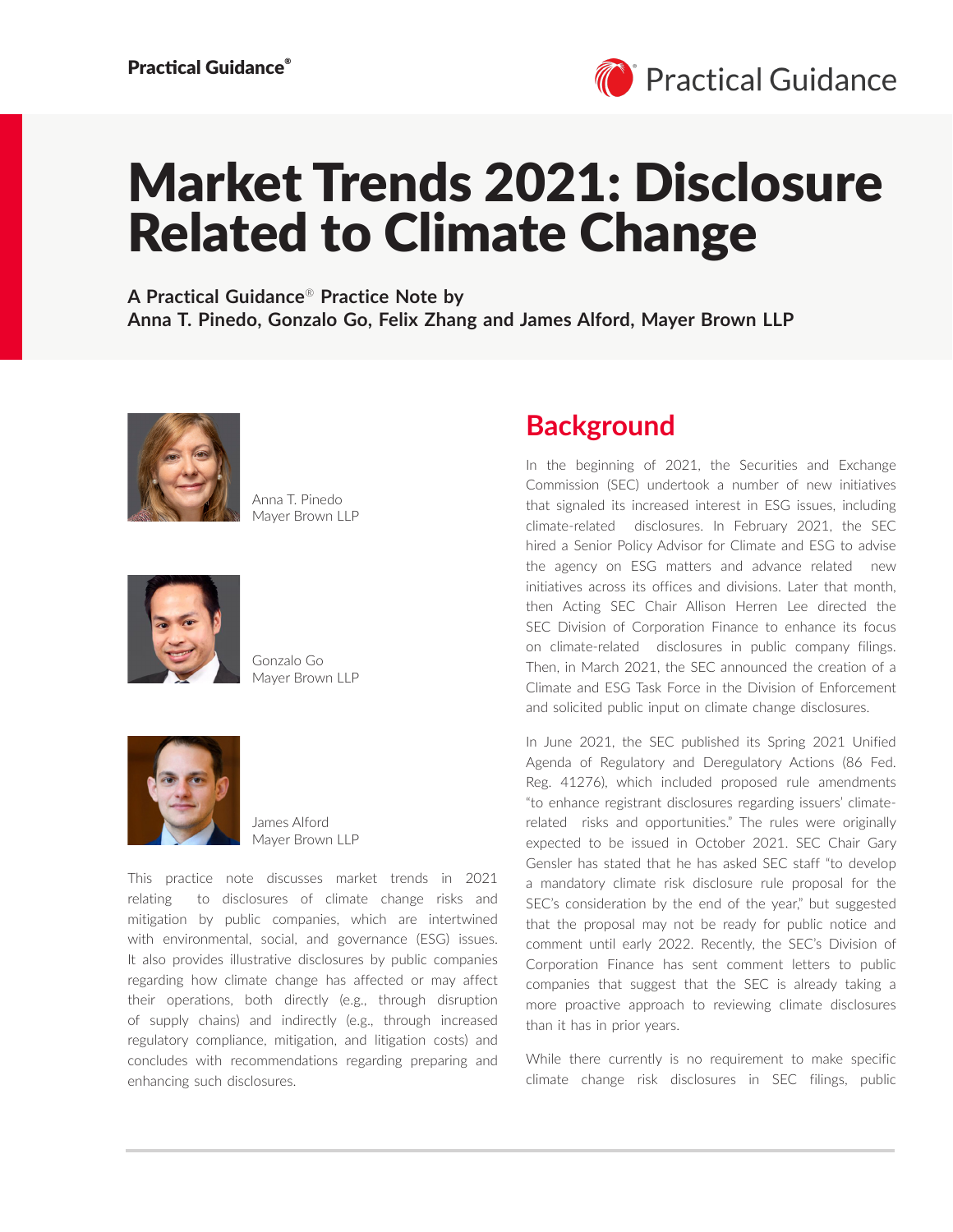# Market Trends 2021: Disclosure Related to Climate Change

**A Practical Guidance® Practice Note by**
**Anna T. Pinedo, Gonzalo Go, Felix Zhang and James Alford, Mayer Brown LLP**

Anna T. Pinedo
Mayer Brown LLP

Gonzalo Go
Mayer Brown LLP

James Alford
Mayer Brown LLP

This practice note discusses market trends in 2021 relating to disclosures of climate change risks and mitigation by public companies, which are intertwined with environmental, social, and governance (ESG) issues. It also provides illustrative disclosures by public companies regarding how climate change has affected or may affect their operations, both directly (e.g., through disruption of supply chains) and indirectly (e.g., through increased regulatory compliance, mitigation, and litigation costs) and concludes with recommendations regarding preparing and enhancing such disclosures.

## Background

In the beginning of 2021, the Securities and Exchange Commission (SEC) undertook a number of new initiatives that signaled its increased interest in ESG issues, including climate-related disclosures. In February 2021, the SEC hired a Senior Policy Advisor for Climate and ESG to advise the agency on ESG matters and advance related new initiatives across its offices and divisions. Later that month, then Acting SEC Chair Allison Herren Lee directed the SEC Division of Corporation Finance to enhance its focus on climate-related disclosures in public company filings. Then, in March 2021, the SEC announced the creation of a Climate and ESG Task Force in the Division of Enforcement and solicited public input on climate change disclosures.

In June 2021, the SEC published its Spring 2021 Unified Agenda of Regulatory and Deregulatory Actions (86 Fed. Reg. 41276), which included proposed rule amendments "to enhance registrant disclosures regarding issuers' climate-related risks and opportunities." The rules were originally expected to be issued in October 2021. SEC Chair Gary Gensler has stated that he has asked SEC staff "to develop a mandatory climate risk disclosure rule proposal for the SEC's consideration by the end of the year," but suggested that the proposal may not be ready for public notice and comment until early 2022. Recently, the SEC's Division of Corporation Finance has sent comment letters to public companies that suggest that the SEC is already taking a more proactive approach to reviewing climate disclosures than it has in prior years.

While there currently is no requirement to make specific climate change risk disclosures in SEC filings, public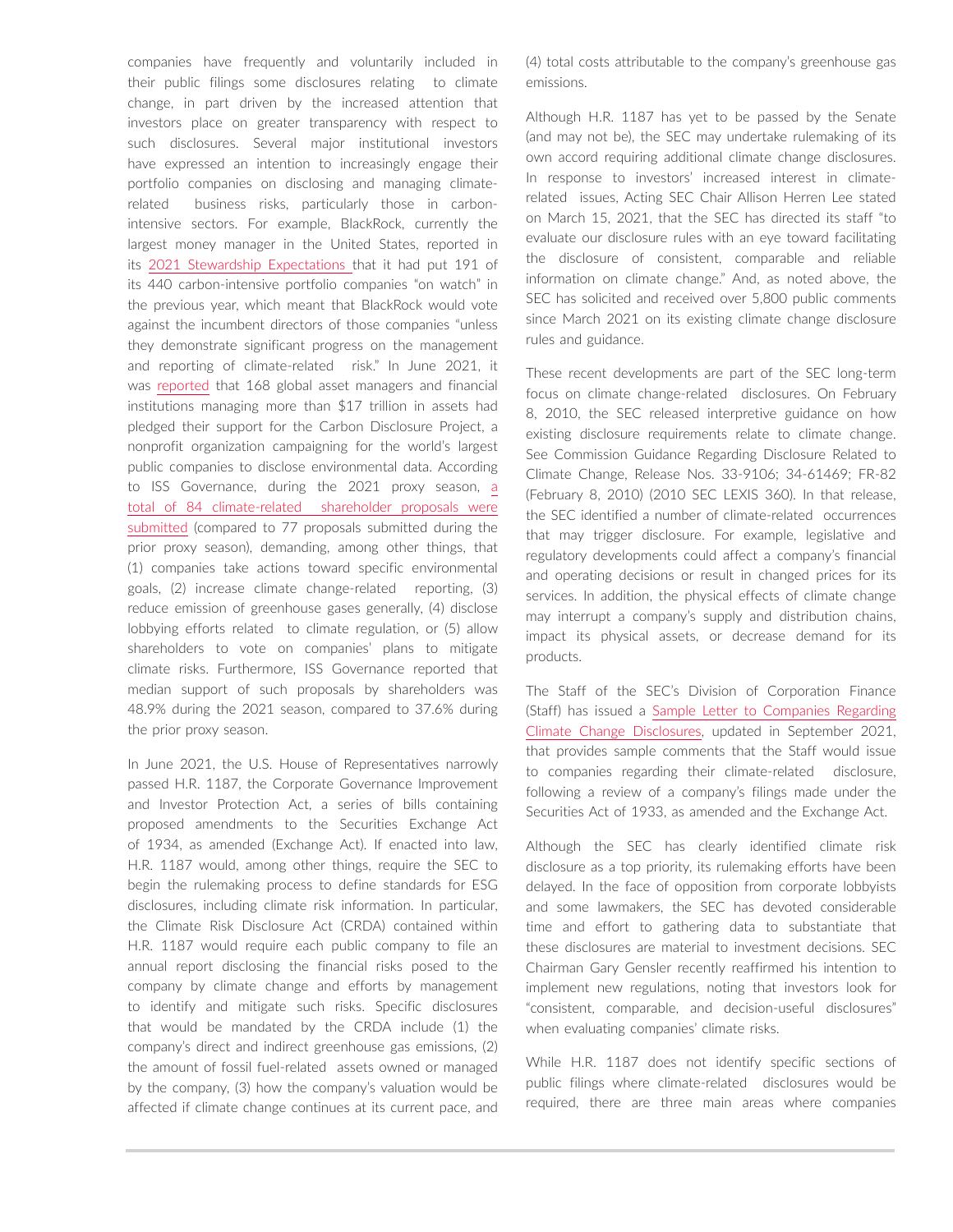companies have frequently and voluntarily included in their public filings some disclosures relating to climate change, in part driven by the increased attention that investors place on greater transparency with respect to such disclosures. Several major institutional investors have expressed an intention to increasingly engage their portfolio companies on disclosing and managing climate-related business risks, particularly those in carbon-intensive sectors. For example, BlackRock, currently the largest money manager in the United States, reported in its 2021 Stewardship Expectations that it had put 191 of its 440 carbon-intensive portfolio companies "on watch" in the previous year, which meant that BlackRock would vote against the incumbent directors of those companies "unless they demonstrate significant progress on the management and reporting of climate-related risk." In June 2021, it was reported that 168 global asset managers and financial institutions managing more than $17 trillion in assets had pledged their support for the Carbon Disclosure Project, a nonprofit organization campaigning for the world's largest public companies to disclose environmental data. According to ISS Governance, during the 2021 proxy season, a total of 84 climate-related shareholder proposals were submitted (compared to 77 proposals submitted during the prior proxy season), demanding, among other things, that (1) companies take actions toward specific environmental goals, (2) increase climate change-related reporting, (3) reduce emission of greenhouse gases generally, (4) disclose lobbying efforts related to climate regulation, or (5) allow shareholders to vote on companies' plans to mitigate climate risks. Furthermore, ISS Governance reported that median support of such proposals by shareholders was 48.9% during the 2021 season, compared to 37.6% during the prior proxy season.

In June 2021, the U.S. House of Representatives narrowly passed H.R. 1187, the Corporate Governance Improvement and Investor Protection Act, a series of bills containing proposed amendments to the Securities Exchange Act of 1934, as amended (Exchange Act). If enacted into law, H.R. 1187 would, among other things, require the SEC to begin the rulemaking process to define standards for ESG disclosures, including climate risk information. In particular, the Climate Risk Disclosure Act (CRDA) contained within H.R. 1187 would require each public company to file an annual report disclosing the financial risks posed to the company by climate change and efforts by management to identify and mitigate such risks. Specific disclosures that would be mandated by the CRDA include (1) the company's direct and indirect greenhouse gas emissions, (2) the amount of fossil fuel-related assets owned or managed by the company, (3) how the company's valuation would be affected if climate change continues at its current pace, and (4) total costs attributable to the company's greenhouse gas emissions.

Although H.R. 1187 has yet to be passed by the Senate (and may not be), the SEC may undertake rulemaking of its own accord requiring additional climate change disclosures. In response to investors' increased interest in climate-related issues, Acting SEC Chair Allison Herren Lee stated on March 15, 2021, that the SEC has directed its staff "to evaluate our disclosure rules with an eye toward facilitating the disclosure of consistent, comparable and reliable information on climate change." And, as noted above, the SEC has solicited and received over 5,800 public comments since March 2021 on its existing climate change disclosure rules and guidance.

These recent developments are part of the SEC long-term focus on climate change-related disclosures. On February 8, 2010, the SEC released interpretive guidance on how existing disclosure requirements relate to climate change. See Commission Guidance Regarding Disclosure Related to Climate Change, Release Nos. 33-9106; 34-61469; FR-82 (February 8, 2010) (2010 SEC LEXIS 360). In that release, the SEC identified a number of climate-related occurrences that may trigger disclosure. For example, legislative and regulatory developments could affect a company's financial and operating decisions or result in changed prices for its services. In addition, the physical effects of climate change may interrupt a company's supply and distribution chains, impact its physical assets, or decrease demand for its products.

The Staff of the SEC's Division of Corporation Finance (Staff) has issued a Sample Letter to Companies Regarding Climate Change Disclosures, updated in September 2021, that provides sample comments that the Staff would issue to companies regarding their climate-related disclosure, following a review of a company's filings made under the Securities Act of 1933, as amended and the Exchange Act.

Although the SEC has clearly identified climate risk disclosure as a top priority, its rulemaking efforts have been delayed. In the face of opposition from corporate lobbyists and some lawmakers, the SEC has devoted considerable time and effort to gathering data to substantiate that these disclosures are material to investment decisions. SEC Chairman Gary Gensler recently reaffirmed his intention to implement new regulations, noting that investors look for "consistent, comparable, and decision-useful disclosures" when evaluating companies' climate risks.

While H.R. 1187 does not identify specific sections of public filings where climate-related disclosures would be required, there are three main areas where companies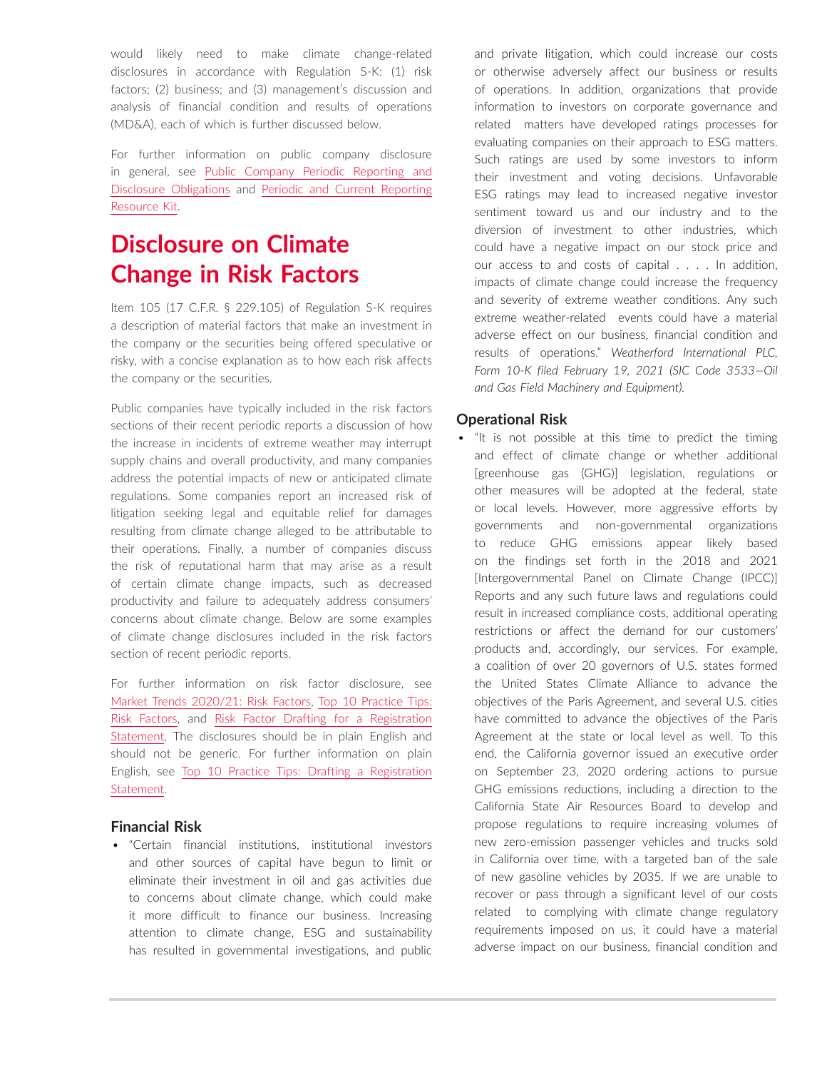would likely need to make climate change-related disclosures in accordance with Regulation S-K: (1) risk factors; (2) business; and (3) management's discussion and analysis of financial condition and results of operations (MD&A), each of which is further discussed below.

For further information on public company disclosure in general, see Public Company Periodic Reporting and Disclosure Obligations and Periodic and Current Reporting Resource Kit.

# Disclosure on Climate Change in Risk Factors

Item 105 (17 C.F.R. § 229.105) of Regulation S-K requires a description of material factors that make an investment in the company or the securities being offered speculative or risky, with a concise explanation as to how each risk affects the company or the securities.

Public companies have typically included in the risk factors sections of their recent periodic reports a discussion of how the increase in incidents of extreme weather may interrupt supply chains and overall productivity, and many companies address the potential impacts of new or anticipated climate regulations. Some companies report an increased risk of litigation seeking legal and equitable relief for damages resulting from climate change alleged to be attributable to their operations. Finally, a number of companies discuss the risk of reputational harm that may arise as a result of certain climate change impacts, such as decreased productivity and failure to adequately address consumers' concerns about climate change. Below are some examples of climate change disclosures included in the risk factors section of recent periodic reports.

For further information on risk factor disclosure, see Market Trends 2020/21: Risk Factors, Top 10 Practice Tips: Risk Factors, and Risk Factor Drafting for a Registration Statement. The disclosures should be in plain English and should not be generic. For further information on plain English, see Top 10 Practice Tips: Drafting a Registration Statement.

### Financial Risk

- "Certain financial institutions, institutional investors and other sources of capital have begun to limit or eliminate their investment in oil and gas activities due to concerns about climate change, which could make it more difficult to finance our business. Increasing attention to climate change, ESG and sustainability has resulted in governmental investigations, and public and private litigation, which could increase our costs or otherwise adversely affect our business or results of operations. In addition, organizations that provide information to investors on corporate governance and related matters have developed ratings processes for evaluating companies on their approach to ESG matters. Such ratings are used by some investors to inform their investment and voting decisions. Unfavorable ESG ratings may lead to increased negative investor sentiment toward us and our industry and to the diversion of investment to other industries, which could have a negative impact on our stock price and our access to and costs of capital . . . . In addition, impacts of climate change could increase the frequency and severity of extreme weather conditions. Any such extreme weather-related events could have a material adverse effect on our business, financial condition and results of operations." *Weatherford International PLC, Form 10-K filed February 19, 2021 (SIC Code 3533—Oil and Gas Field Machinery and Equipment).*

### Operational Risk

- "It is not possible at this time to predict the timing and effect of climate change or whether additional [greenhouse gas (GHG)] legislation, regulations or other measures will be adopted at the federal, state or local levels. However, more aggressive efforts by governments and non-governmental organizations to reduce GHG emissions appear likely based on the findings set forth in the 2018 and 2021 [Intergovernmental Panel on Climate Change (IPCC)] Reports and any such future laws and regulations could result in increased compliance costs, additional operating restrictions or affect the demand for our customers' products and, accordingly, our services. For example, a coalition of over 20 governors of U.S. states formed the United States Climate Alliance to advance the objectives of the Paris Agreement, and several U.S. cities have committed to advance the objectives of the Paris Agreement at the state or local level as well. To this end, the California governor issued an executive order on September 23, 2020 ordering actions to pursue GHG emissions reductions, including a direction to the California State Air Resources Board to develop and propose regulations to require increasing volumes of new zero-emission passenger vehicles and trucks sold in California over time, with a targeted ban of the sale of new gasoline vehicles by 2035. If we are unable to recover or pass through a significant level of our costs related to complying with climate change regulatory requirements imposed on us, it could have a material adverse impact on our business, financial condition and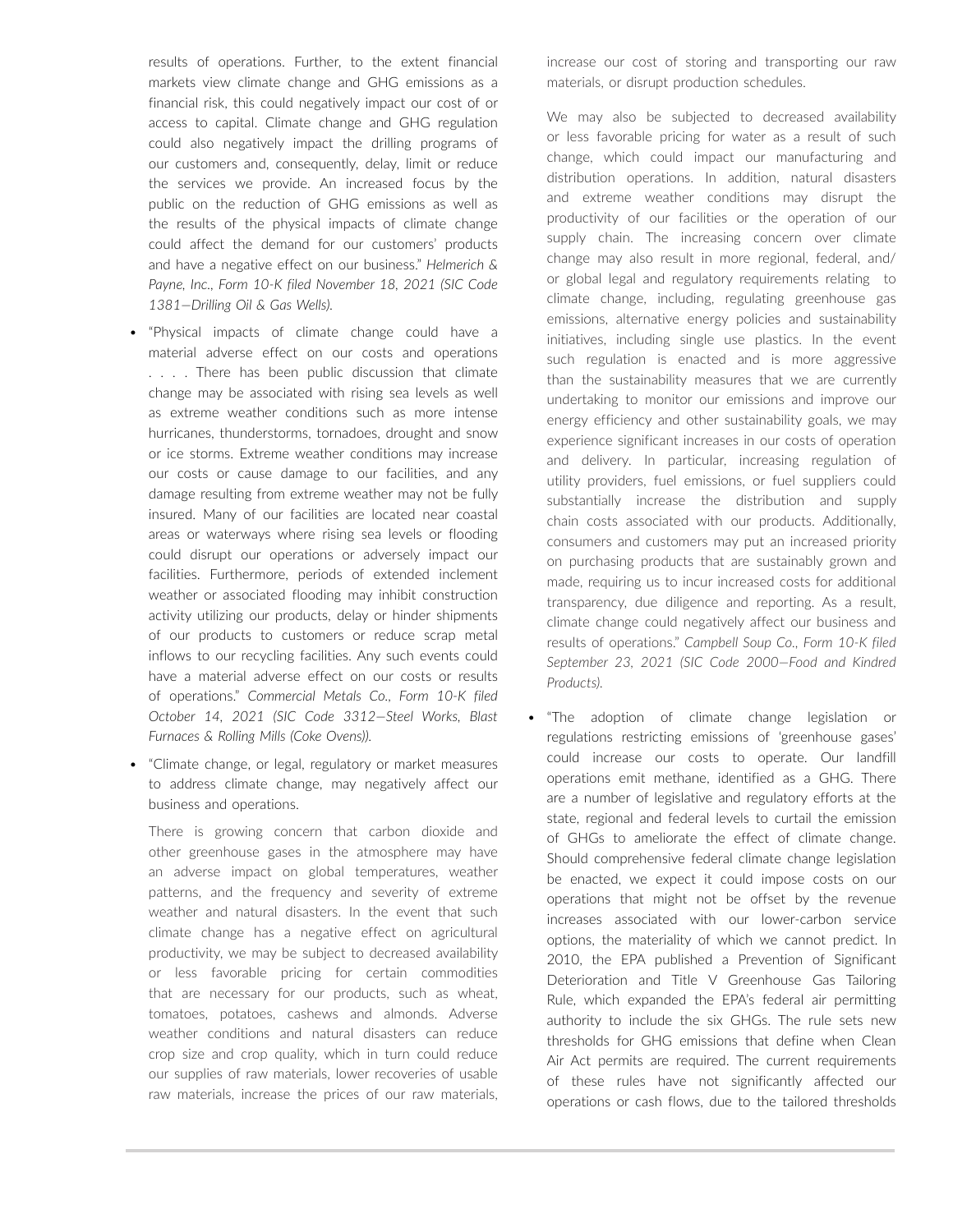results of operations. Further, to the extent financial markets view climate change and GHG emissions as a financial risk, this could negatively impact our cost of or access to capital. Climate change and GHG regulation could also negatively impact the drilling programs of our customers and, consequently, delay, limit or reduce the services we provide. An increased focus by the public on the reduction of GHG emissions as well as the results of the physical impacts of climate change could affect the demand for our customers' products and have a negative effect on our business." *Helmerich & Payne, Inc., Form 10-K filed November 18, 2021 (SIC Code 1381—Drilling Oil & Gas Wells).*

- "Physical impacts of climate change could have a material adverse effect on our costs and operations . . . . There has been public discussion that climate change may be associated with rising sea levels as well as extreme weather conditions such as more intense hurricanes, thunderstorms, tornadoes, drought and snow or ice storms. Extreme weather conditions may increase our costs or cause damage to our facilities, and any damage resulting from extreme weather may not be fully insured. Many of our facilities are located near coastal areas or waterways where rising sea levels or flooding could disrupt our operations or adversely impact our facilities. Furthermore, periods of extended inclement weather or associated flooding may inhibit construction activity utilizing our products, delay or hinder shipments of our products to customers or reduce scrap metal inflows to our recycling facilities. Any such events could have a material adverse effect on our costs or results of operations." *Commercial Metals Co., Form 10-K filed October 14, 2021 (SIC Code 3312—Steel Works, Blast Furnaces & Rolling Mills (Coke Ovens)).*

- "Climate change, or legal, regulatory or market measures to address climate change, may negatively affect our business and operations.

  There is growing concern that carbon dioxide and other greenhouse gases in the atmosphere may have an adverse impact on global temperatures, weather patterns, and the frequency and severity of extreme weather and natural disasters. In the event that such climate change has a negative effect on agricultural productivity, we may be subject to decreased availability or less favorable pricing for certain commodities that are necessary for our products, such as wheat, tomatoes, potatoes, cashews and almonds. Adverse weather conditions and natural disasters can reduce crop size and crop quality, which in turn could reduce our supplies of raw materials, lower recoveries of usable raw materials, increase the prices of our raw materials, increase our cost of storing and transporting our raw materials, or disrupt production schedules.

  We may also be subjected to decreased availability or less favorable pricing for water as a result of such change, which could impact our manufacturing and distribution operations. In addition, natural disasters and extreme weather conditions may disrupt the productivity of our facilities or the operation of our supply chain. The increasing concern over climate change may also result in more regional, federal, and/or global legal and regulatory requirements relating to climate change, including, regulating greenhouse gas emissions, alternative energy policies and sustainability initiatives, including single use plastics. In the event such regulation is enacted and is more aggressive than the sustainability measures that we are currently undertaking to monitor our emissions and improve our energy efficiency and other sustainability goals, we may experience significant increases in our costs of operation and delivery. In particular, increasing regulation of utility providers, fuel emissions, or fuel suppliers could substantially increase the distribution and supply chain costs associated with our products. Additionally, consumers and customers may put an increased priority on purchasing products that are sustainably grown and made, requiring us to incur increased costs for additional transparency, due diligence and reporting. As a result, climate change could negatively affect our business and results of operations." *Campbell Soup Co., Form 10-K filed September 23, 2021 (SIC Code 2000—Food and Kindred Products).*

- "The adoption of climate change legislation or regulations restricting emissions of 'greenhouse gases' could increase our costs to operate. Our landfill operations emit methane, identified as a GHG. There are a number of legislative and regulatory efforts at the state, regional and federal levels to curtail the emission of GHGs to ameliorate the effect of climate change. Should comprehensive federal climate change legislation be enacted, we expect it could impose costs on our operations that might not be offset by the revenue increases associated with our lower-carbon service options, the materiality of which we cannot predict. In 2010, the EPA published a Prevention of Significant Deterioration and Title V Greenhouse Gas Tailoring Rule, which expanded the EPA's federal air permitting authority to include the six GHGs. The rule sets new thresholds for GHG emissions that define when Clean Air Act permits are required. The current requirements of these rules have not significantly affected our operations or cash flows, due to the tailored thresholds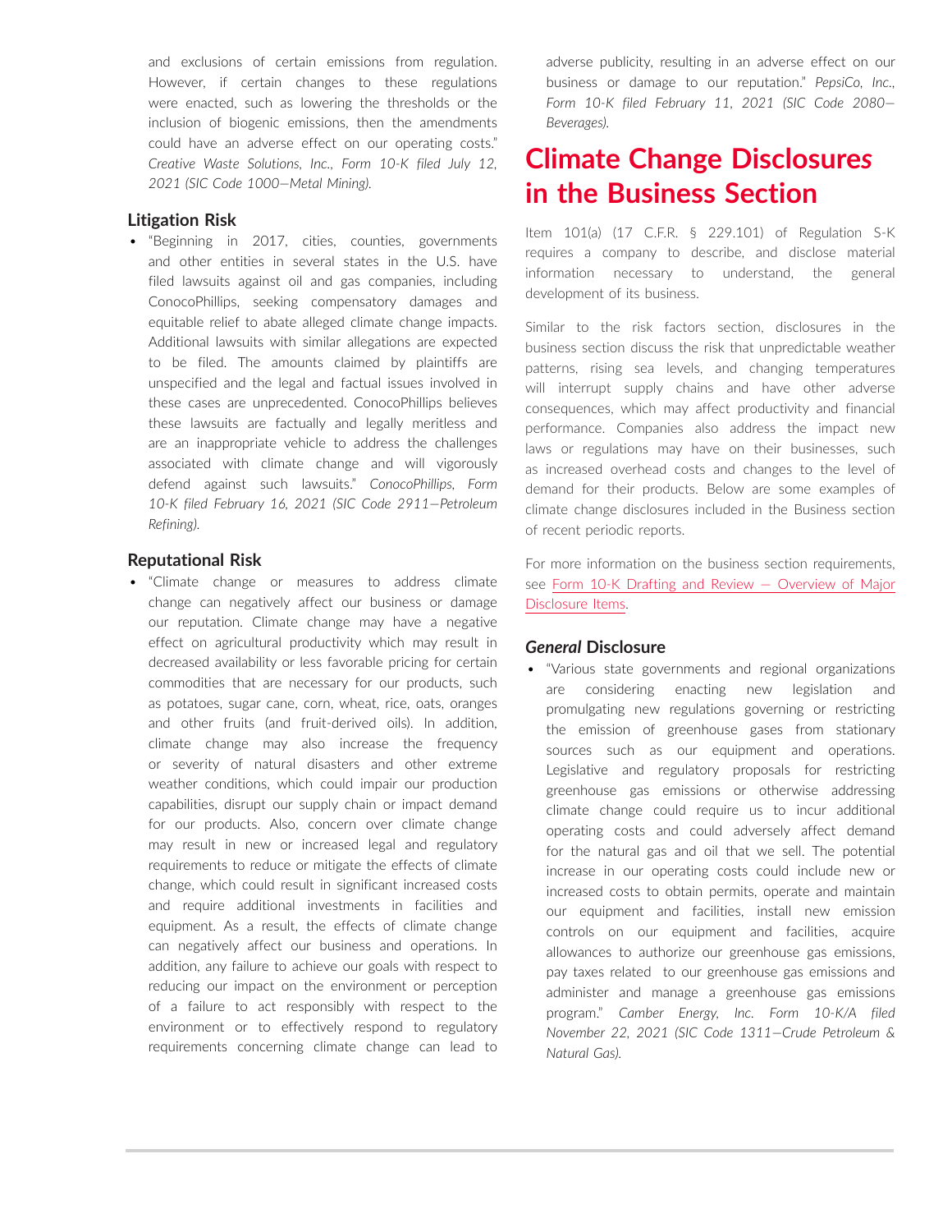and exclusions of certain emissions from regulation. However, if certain changes to these regulations were enacted, such as lowering the thresholds or the inclusion of biogenic emissions, then the amendments could have an adverse effect on our operating costs." *Creative Waste Solutions, Inc., Form 10-K filed July 12, 2021 (SIC Code 1000—Metal Mining).*

### Litigation Risk

- "Beginning in 2017, cities, counties, governments and other entities in several states in the U.S. have filed lawsuits against oil and gas companies, including ConocoPhillips, seeking compensatory damages and equitable relief to abate alleged climate change impacts. Additional lawsuits with similar allegations are expected to be filed. The amounts claimed by plaintiffs are unspecified and the legal and factual issues involved in these cases are unprecedented. ConocoPhillips believes these lawsuits are factually and legally meritless and are an inappropriate vehicle to address the challenges associated with climate change and will vigorously defend against such lawsuits." *ConocoPhillips, Form 10-K filed February 16, 2021 (SIC Code 2911—Petroleum Refining).*

### Reputational Risk

- "Climate change or measures to address climate change can negatively affect our business or damage our reputation. Climate change may have a negative effect on agricultural productivity which may result in decreased availability or less favorable pricing for certain commodities that are necessary for our products, such as potatoes, sugar cane, corn, wheat, rice, oats, oranges and other fruits (and fruit-derived oils). In addition, climate change may also increase the frequency or severity of natural disasters and other extreme weather conditions, which could impair our production capabilities, disrupt our supply chain or impact demand for our products. Also, concern over climate change may result in new or increased legal and regulatory requirements to reduce or mitigate the effects of climate change, which could result in significant increased costs and require additional investments in facilities and equipment. As a result, the effects of climate change can negatively affect our business and operations. In addition, any failure to achieve our goals with respect to reducing our impact on the environment or perception of a failure to act responsibly with respect to the environment or to effectively respond to regulatory requirements concerning climate change can lead to adverse publicity, resulting in an adverse effect on our business or damage to our reputation." *PepsiCo, Inc., Form 10-K filed February 11, 2021 (SIC Code 2080—Beverages).*

## Climate Change Disclosures in the Business Section

Item 101(a) (17 C.F.R. § 229.101) of Regulation S-K requires a company to describe, and disclose material information necessary to understand, the general development of its business.

Similar to the risk factors section, disclosures in the business section discuss the risk that unpredictable weather patterns, rising sea levels, and changing temperatures will interrupt supply chains and have other adverse consequences, which may affect productivity and financial performance. Companies also address the impact new laws or regulations may have on their businesses, such as increased overhead costs and changes to the level of demand for their products. Below are some examples of climate change disclosures included in the Business section of recent periodic reports.

For more information on the business section requirements, see Form 10-K Drafting and Review — Overview of Major Disclosure Items.

### *General* Disclosure

- "Various state governments and regional organizations are considering enacting new legislation and promulgating new regulations governing or restricting the emission of greenhouse gases from stationary sources such as our equipment and operations. Legislative and regulatory proposals for restricting greenhouse gas emissions or otherwise addressing climate change could require us to incur additional operating costs and could adversely affect demand for the natural gas and oil that we sell. The potential increase in our operating costs could include new or increased costs to obtain permits, operate and maintain our equipment and facilities, install new emission controls on our equipment and facilities, acquire allowances to authorize our greenhouse gas emissions, pay taxes related to our greenhouse gas emissions and administer and manage a greenhouse gas emissions program." *Camber Energy, Inc. Form 10-K/A filed November 22, 2021 (SIC Code 1311—Crude Petroleum & Natural Gas).*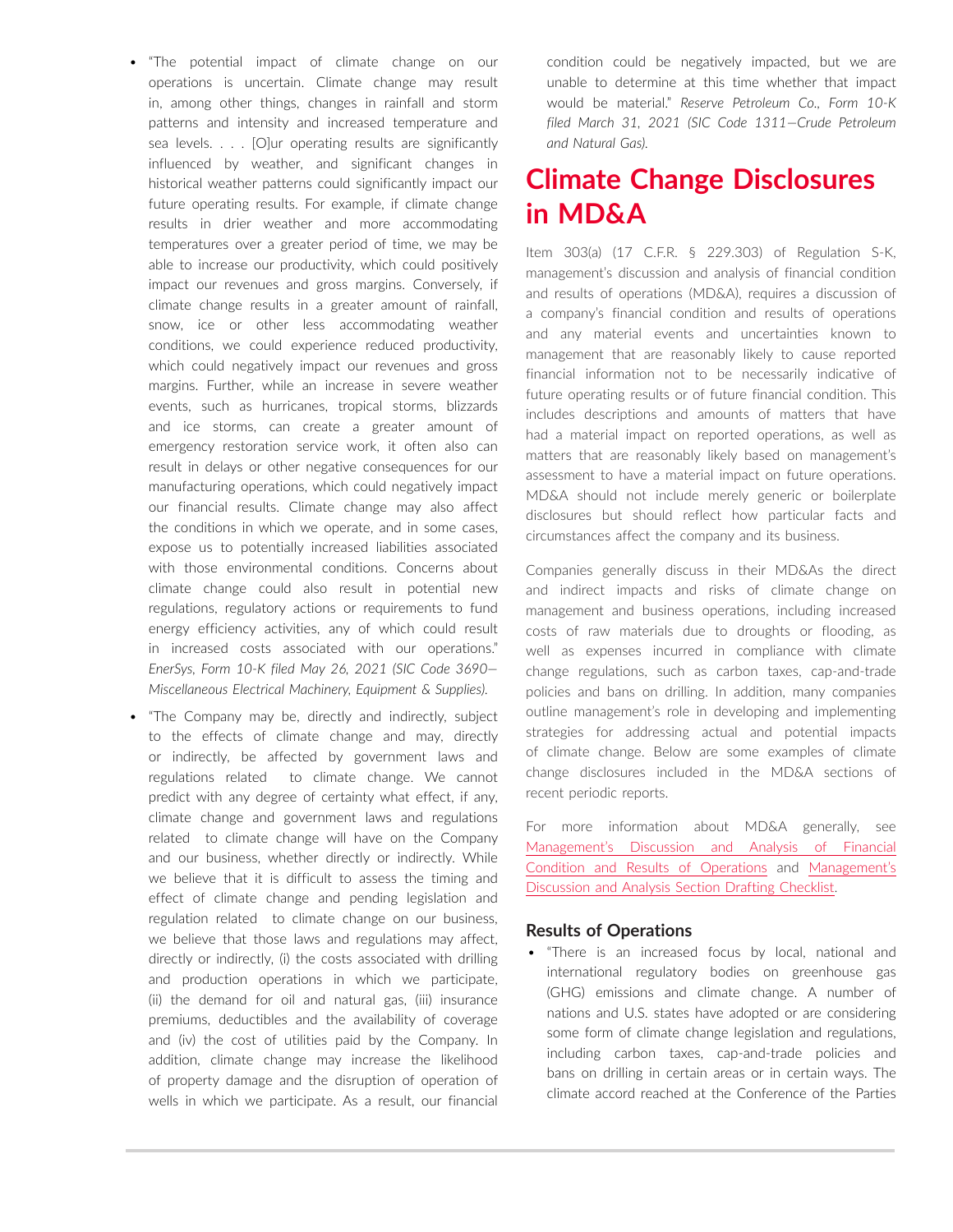- "The potential impact of climate change on our operations is uncertain. Climate change may result in, among other things, changes in rainfall and storm patterns and intensity and increased temperature and sea levels. . . . [O]ur operating results are significantly influenced by weather, and significant changes in historical weather patterns could significantly impact our future operating results. For example, if climate change results in drier weather and more accommodating temperatures over a greater period of time, we may be able to increase our productivity, which could positively impact our revenues and gross margins. Conversely, if climate change results in a greater amount of rainfall, snow, ice or other less accommodating weather conditions, we could experience reduced productivity, which could negatively impact our revenues and gross margins. Further, while an increase in severe weather events, such as hurricanes, tropical storms, blizzards and ice storms, can create a greater amount of emergency restoration service work, it often also can result in delays or other negative consequences for our manufacturing operations, which could negatively impact our financial results. Climate change may also affect the conditions in which we operate, and in some cases, expose us to potentially increased liabilities associated with those environmental conditions. Concerns about climate change could also result in potential new regulations, regulatory actions or requirements to fund energy efficiency activities, any of which could result in increased costs associated with our operations." *EnerSys, Form 10-K filed May 26, 2021 (SIC Code 3690—Miscellaneous Electrical Machinery, Equipment & Supplies).*
- "The Company may be, directly and indirectly, subject to the effects of climate change and may, directly or indirectly, be affected by government laws and regulations related to climate change. We cannot predict with any degree of certainty what effect, if any, climate change and government laws and regulations related to climate change will have on the Company and our business, whether directly or indirectly. While we believe that it is difficult to assess the timing and effect of climate change and pending legislation and regulation related to climate change on our business, we believe that those laws and regulations may affect, directly or indirectly, (i) the costs associated with drilling and production operations in which we participate, (ii) the demand for oil and natural gas, (iii) insurance premiums, deductibles and the availability of coverage and (iv) the cost of utilities paid by the Company. In addition, climate change may increase the likelihood of property damage and the disruption of operation of wells in which we participate. As a result, our financial condition could be negatively impacted, but we are unable to determine at this time whether that impact would be material." *Reserve Petroleum Co., Form 10-K filed March 31, 2021 (SIC Code 1311—Crude Petroleum and Natural Gas).*

# Climate Change Disclosures in MD&A

Item 303(a) (17 C.F.R. § 229.303) of Regulation S-K, management's discussion and analysis of financial condition and results of operations (MD&A), requires a discussion of a company's financial condition and results of operations and any material events and uncertainties known to management that are reasonably likely to cause reported financial information not to be necessarily indicative of future operating results or of future financial condition. This includes descriptions and amounts of matters that have had a material impact on reported operations, as well as matters that are reasonably likely based on management's assessment to have a material impact on future operations. MD&A should not include merely generic or boilerplate disclosures but should reflect how particular facts and circumstances affect the company and its business.

Companies generally discuss in their MD&As the direct and indirect impacts and risks of climate change on management and business operations, including increased costs of raw materials due to droughts or flooding, as well as expenses incurred in compliance with climate change regulations, such as carbon taxes, cap-and-trade policies and bans on drilling. In addition, many companies outline management's role in developing and implementing strategies for addressing actual and potential impacts of climate change. Below are some examples of climate change disclosures included in the MD&A sections of recent periodic reports.

For more information about MD&A generally, see Management's Discussion and Analysis of Financial Condition and Results of Operations and Management's Discussion and Analysis Section Drafting Checklist.

### Results of Operations

- "There is an increased focus by local, national and international regulatory bodies on greenhouse gas (GHG) emissions and climate change. A number of nations and U.S. states have adopted or are considering some form of climate change legislation and regulations, including carbon taxes, cap-and-trade policies and bans on drilling in certain areas or in certain ways. The climate accord reached at the Conference of the Parties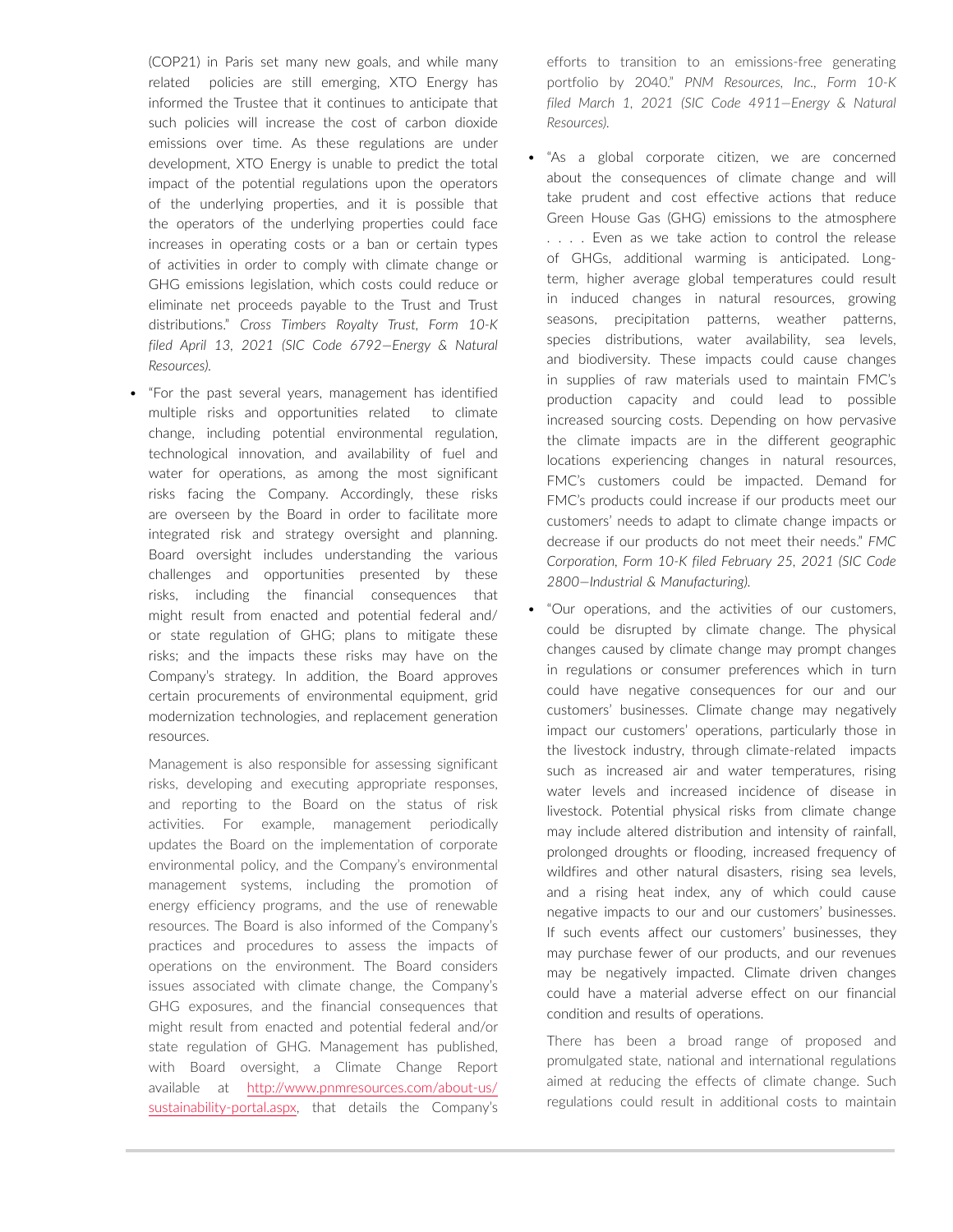(COP21) in Paris set many new goals, and while many related policies are still emerging, XTO Energy has informed the Trustee that it continues to anticipate that such policies will increase the cost of carbon dioxide emissions over time. As these regulations are under development, XTO Energy is unable to predict the total impact of the potential regulations upon the operators of the underlying properties, and it is possible that the operators of the underlying properties could face increases in operating costs or a ban or certain types of activities in order to comply with climate change or GHG emissions legislation, which costs could reduce or eliminate net proceeds payable to the Trust and Trust distributions." *Cross Timbers Royalty Trust, Form 10-K filed April 13, 2021 (SIC Code 6792—Energy & Natural Resources).*

- "For the past several years, management has identified multiple risks and opportunities related to climate change, including potential environmental regulation, technological innovation, and availability of fuel and water for operations, as among the most significant risks facing the Company. Accordingly, these risks are overseen by the Board in order to facilitate more integrated risk and strategy oversight and planning. Board oversight includes understanding the various challenges and opportunities presented by these risks, including the financial consequences that might result from enacted and potential federal and/or state regulation of GHG; plans to mitigate these risks; and the impacts these risks may have on the Company's strategy. In addition, the Board approves certain procurements of environmental equipment, grid modernization technologies, and replacement generation resources.

  Management is also responsible for assessing significant risks, developing and executing appropriate responses, and reporting to the Board on the status of risk activities. For example, management periodically updates the Board on the implementation of corporate environmental policy, and the Company's environmental management systems, including the promotion of energy efficiency programs, and the use of renewable resources. The Board is also informed of the Company's practices and procedures to assess the impacts of operations on the environment. The Board considers issues associated with climate change, the Company's GHG exposures, and the financial consequences that might result from enacted and potential federal and/or state regulation of GHG. Management has published, with Board oversight, a Climate Change Report available at http://www.pnmresources.com/about-us/sustainability-portal.aspx, that details the Company's efforts to transition to an emissions-free generating portfolio by 2040." *PNM Resources, Inc., Form 10-K filed March 1, 2021 (SIC Code 4911—Energy & Natural Resources).*

- "As a global corporate citizen, we are concerned about the consequences of climate change and will take prudent and cost effective actions that reduce Green House Gas (GHG) emissions to the atmosphere . . . . Even as we take action to control the release of GHGs, additional warming is anticipated. Long-term, higher average global temperatures could result in induced changes in natural resources, growing seasons, precipitation patterns, weather patterns, species distributions, water availability, sea levels, and biodiversity. These impacts could cause changes in supplies of raw materials used to maintain FMC's production capacity and could lead to possible increased sourcing costs. Depending on how pervasive the climate impacts are in the different geographic locations experiencing changes in natural resources, FMC's customers could be impacted. Demand for FMC's products could increase if our products meet our customers' needs to adapt to climate change impacts or decrease if our products do not meet their needs." *FMC Corporation, Form 10-K filed February 25, 2021 (SIC Code 2800—Industrial & Manufacturing).*

- "Our operations, and the activities of our customers, could be disrupted by climate change. The physical changes caused by climate change may prompt changes in regulations or consumer preferences which in turn could have negative consequences for our and our customers' businesses. Climate change may negatively impact our customers' operations, particularly those in the livestock industry, through climate-related impacts such as increased air and water temperatures, rising water levels and increased incidence of disease in livestock. Potential physical risks from climate change may include altered distribution and intensity of rainfall, prolonged droughts or flooding, increased frequency of wildfires and other natural disasters, rising sea levels, and a rising heat index, any of which could cause negative impacts to our and our customers' businesses. If such events affect our customers' businesses, they may purchase fewer of our products, and our revenues may be negatively impacted. Climate driven changes could have a material adverse effect on our financial condition and results of operations.

  There has been a broad range of proposed and promulgated state, national and international regulations aimed at reducing the effects of climate change. Such regulations could result in additional costs to maintain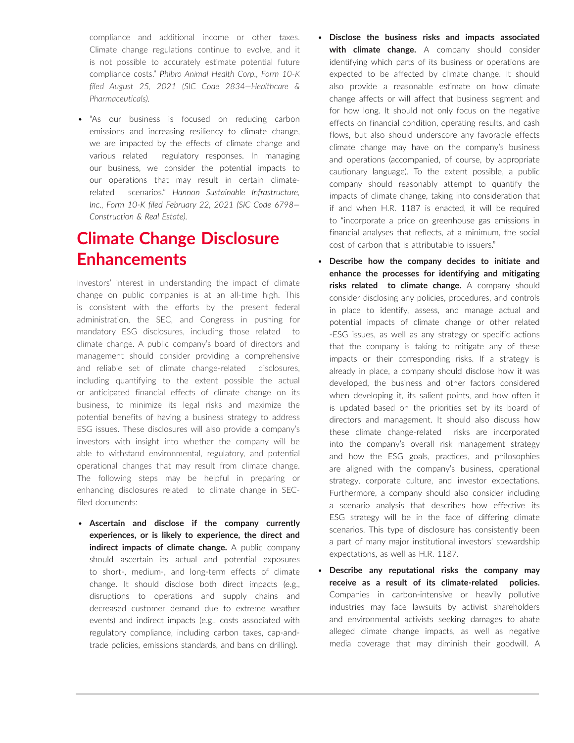compliance and additional income or other taxes. Climate change regulations continue to evolve, and it is not possible to accurately estimate potential future compliance costs." *Phibro Animal Health Corp., Form 10-K filed August 25, 2021 (SIC Code 2834—Healthcare & Pharmaceuticals).*

- "As our business is focused on reducing carbon emissions and increasing resiliency to climate change, we are impacted by the effects of climate change and various related regulatory responses. In managing our business, we consider the potential impacts to our operations that may result in certain climate-related scenarios." *Hannon Sustainable Infrastructure, Inc., Form 10-K filed February 22, 2021 (SIC Code 6798—Construction & Real Estate).*

# Climate Change Disclosure Enhancements

Investors' interest in understanding the impact of climate change on public companies is at an all-time high. This is consistent with the efforts by the present federal administration, the SEC, and Congress in pushing for mandatory ESG disclosures, including those related to climate change. A public company's board of directors and management should consider providing a comprehensive and reliable set of climate change-related disclosures, including quantifying to the extent possible the actual or anticipated financial effects of climate change on its business, to minimize its legal risks and maximize the potential benefits of having a business strategy to address ESG issues. These disclosures will also provide a company's investors with insight into whether the company will be able to withstand environmental, regulatory, and potential operational changes that may result from climate change. The following steps may be helpful in preparing or enhancing disclosures related to climate change in SEC-filed documents:

- **Ascertain and disclose if the company currently experiences, or is likely to experience, the direct and indirect impacts of climate change.** A public company should ascertain its actual and potential exposures to short-, medium-, and long-term effects of climate change. It should disclose both direct impacts (e.g., disruptions to operations and supply chains and decreased customer demand due to extreme weather events) and indirect impacts (e.g., costs associated with regulatory compliance, including carbon taxes, cap-and-trade policies, emissions standards, and bans on drilling).

- **Disclose the business risks and impacts associated with climate change.** A company should consider identifying which parts of its business or operations are expected to be affected by climate change. It should also provide a reasonable estimate on how climate change affects or will affect that business segment and for how long. It should not only focus on the negative effects on financial condition, operating results, and cash flows, but also should underscore any favorable effects climate change may have on the company's business and operations (accompanied, of course, by appropriate cautionary language). To the extent possible, a public company should reasonably attempt to quantify the impacts of climate change, taking into consideration that if and when H.R. 1187 is enacted, it will be required to "incorporate a price on greenhouse gas emissions in financial analyses that reflects, at a minimum, the social cost of carbon that is attributable to issuers."

- **Describe how the company decides to initiate and enhance the processes for identifying and mitigating risks related to climate change.** A company should consider disclosing any policies, procedures, and controls in place to identify, assess, and manage actual and potential impacts of climate change or other related -ESG issues, as well as any strategy or specific actions that the company is taking to mitigate any of these impacts or their corresponding risks. If a strategy is already in place, a company should disclose how it was developed, the business and other factors considered when developing it, its salient points, and how often it is updated based on the priorities set by its board of directors and management. It should also discuss how these climate change-related risks are incorporated into the company's overall risk management strategy and how the ESG goals, practices, and philosophies are aligned with the company's business, operational strategy, corporate culture, and investor expectations. Furthermore, a company should also consider including a scenario analysis that describes how effective its ESG strategy will be in the face of differing climate scenarios. This type of disclosure has consistently been a part of many major institutional investors' stewardship expectations, as well as H.R. 1187.

- **Describe any reputational risks the company may receive as a result of its climate-related policies.** Companies in carbon-intensive or heavily pollutive industries may face lawsuits by activist shareholders and environmental activists seeking damages to abate alleged climate change impacts, as well as negative media coverage that may diminish their goodwill. A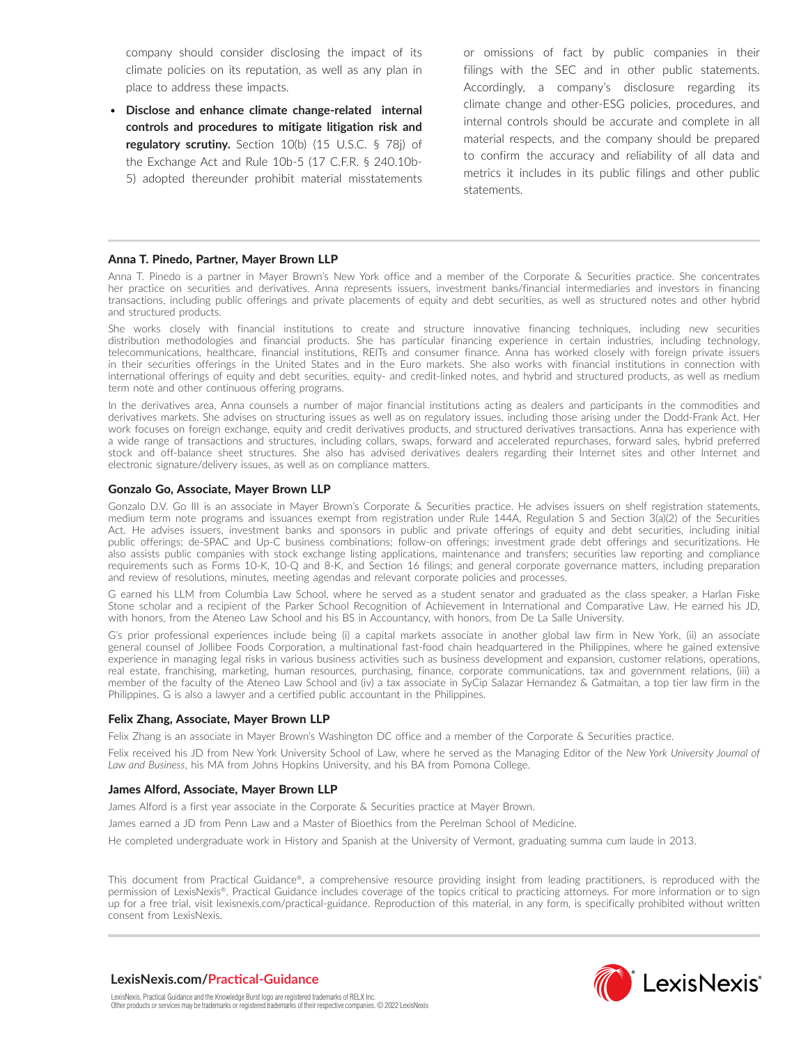company should consider disclosing the impact of its climate policies on its reputation, as well as any plan in place to address these impacts.

- **Disclose and enhance climate change-related internal controls and procedures to mitigate litigation risk and regulatory scrutiny.** Section 10(b) (15 U.S.C. § 78j) of the Exchange Act and Rule 10b-5 (17 C.F.R. § 240.10b-5) adopted thereunder prohibit material misstatements or omissions of fact by public companies in their filings with the SEC and in other public statements. Accordingly, a company's disclosure regarding its climate change and other-ESG policies, procedures, and internal controls should be accurate and complete in all material respects, and the company should be prepared to confirm the accuracy and reliability of all data and metrics it includes in its public filings and other public statements.

---

**Anna T. Pinedo, Partner, Mayer Brown LLP**

Anna T. Pinedo is a partner in Mayer Brown's New York office and a member of the Corporate & Securities practice. She concentrates her practice on securities and derivatives. Anna represents issuers, investment banks/financial intermediaries and investors in financing transactions, including public offerings and private placements of equity and debt securities, as well as structured notes and other hybrid and structured products.

She works closely with financial institutions to create and structure innovative financing techniques, including new securities distribution methodologies and financial products. She has particular financing experience in certain industries, including technology, telecommunications, healthcare, financial institutions, REITs and consumer finance. Anna has worked closely with foreign private issuers in their securities offerings in the United States and in the Euro markets. She also works with financial institutions in connection with international offerings of equity and debt securities, equity- and credit-linked notes, and hybrid and structured products, as well as medium term note and other continuous offering programs.

In the derivatives area, Anna counsels a number of major financial institutions acting as dealers and participants in the commodities and derivatives markets. She advises on structuring issues as well as on regulatory issues, including those arising under the Dodd-Frank Act. Her work focuses on foreign exchange, equity and credit derivatives products, and structured derivatives transactions. Anna has experience with a wide range of transactions and structures, including collars, swaps, forward and accelerated repurchases, forward sales, hybrid preferred stock and off-balance sheet structures. She also has advised derivatives dealers regarding their Internet sites and other Internet and electronic signature/delivery issues, as well as on compliance matters.

**Gonzalo Go, Associate, Mayer Brown LLP**

Gonzalo D.V. Go III is an associate in Mayer Brown's Corporate & Securities practice. He advises issuers on shelf registration statements, medium term note programs and issuances exempt from registration under Rule 144A, Regulation S and Section 3(a)(2) of the Securities Act. He advises issuers, investment banks and sponsors in public and private offerings of equity and debt securities, including initial public offerings; de-SPAC and Up-C business combinations; follow-on offerings; investment grade debt offerings and securitizations. He also assists public companies with stock exchange listing applications, maintenance and transfers; securities law reporting and compliance requirements such as Forms 10-K, 10-Q and 8-K, and Section 16 filings; and general corporate governance matters, including preparation and review of resolutions, minutes, meeting agendas and relevant corporate policies and processes.

G earned his LLM from Columbia Law School, where he served as a student senator and graduated as the class speaker, a Harlan Fiske Stone scholar and a recipient of the Parker School Recognition of Achievement in International and Comparative Law. He earned his JD, with honors, from the Ateneo Law School and his BS in Accountancy, with honors, from De La Salle University.

G's prior professional experiences include being (i) a capital markets associate in another global law firm in New York, (ii) an associate general counsel of Jollibee Foods Corporation, a multinational fast-food chain headquartered in the Philippines, where he gained extensive experience in managing legal risks in various business activities such as business development and expansion, customer relations, operations, real estate, franchising, marketing, human resources, purchasing, finance, corporate communications, tax and government relations, (iii) a member of the faculty of the Ateneo Law School and (iv) a tax associate in SyCip Salazar Hernandez & Gatmaitan, a top tier law firm in the Philippines. G is also a lawyer and a certified public accountant in the Philippines.

**Felix Zhang, Associate, Mayer Brown LLP**

Felix Zhang is an associate in Mayer Brown's Washington DC office and a member of the Corporate & Securities practice.

Felix received his JD from New York University School of Law, where he served as the Managing Editor of the *New York University Journal of Law and Business*, his MA from Johns Hopkins University, and his BA from Pomona College.

**James Alford, Associate, Mayer Brown LLP**

James Alford is a first year associate in the Corporate & Securities practice at Mayer Brown.

James earned a JD from Penn Law and a Master of Bioethics from the Perelman School of Medicine.

He completed undergraduate work in History and Spanish at the University of Vermont, graduating summa cum laude in 2013.

This document from Practical Guidance®, a comprehensive resource providing insight from leading practitioners, is reproduced with the permission of LexisNexis®. Practical Guidance includes coverage of the topics critical to practicing attorneys. For more information or to sign up for a free trial, visit lexisnexis.com/practical-guidance. Reproduction of this material, in any form, is specifically prohibited without written consent from LexisNexis.

---

**LexisNexis.com/Practical-Guidance**

LexisNexis, Practical Guidance and the Knowledge Burst logo are registered trademarks of RELX Inc. Other products or services may be trademarks or registered trademarks of their respective companies. © 2022 LexisNexis